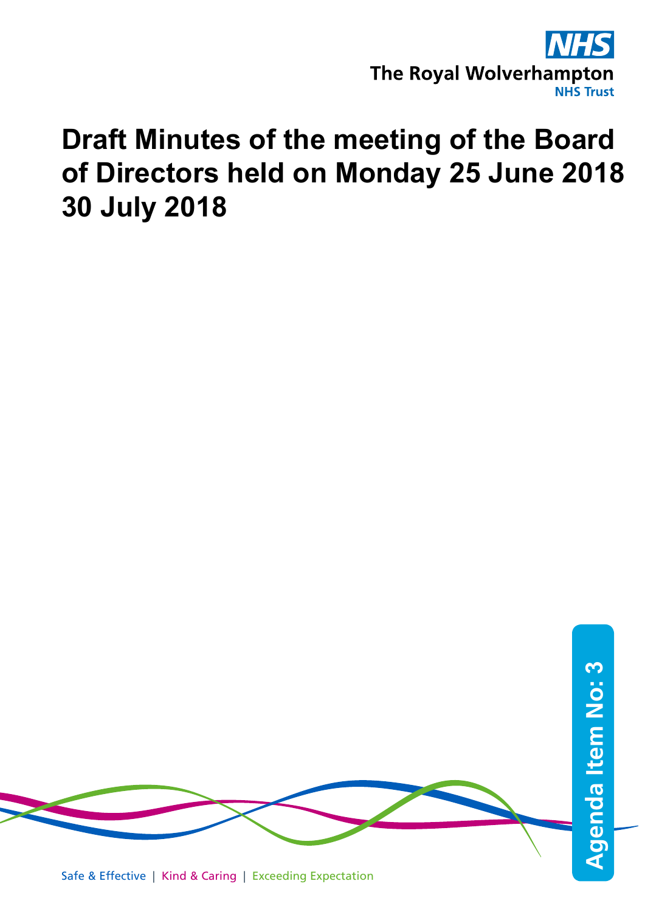The Royal Wolverhampton NHS Trust

# Draft Minutes of the meeting of the Board of Directors held on Monday 25 June 2018 30 July 2018

Agenda Item No: 3

Safe & Effective | Kind & Caring | Exceeding Expectation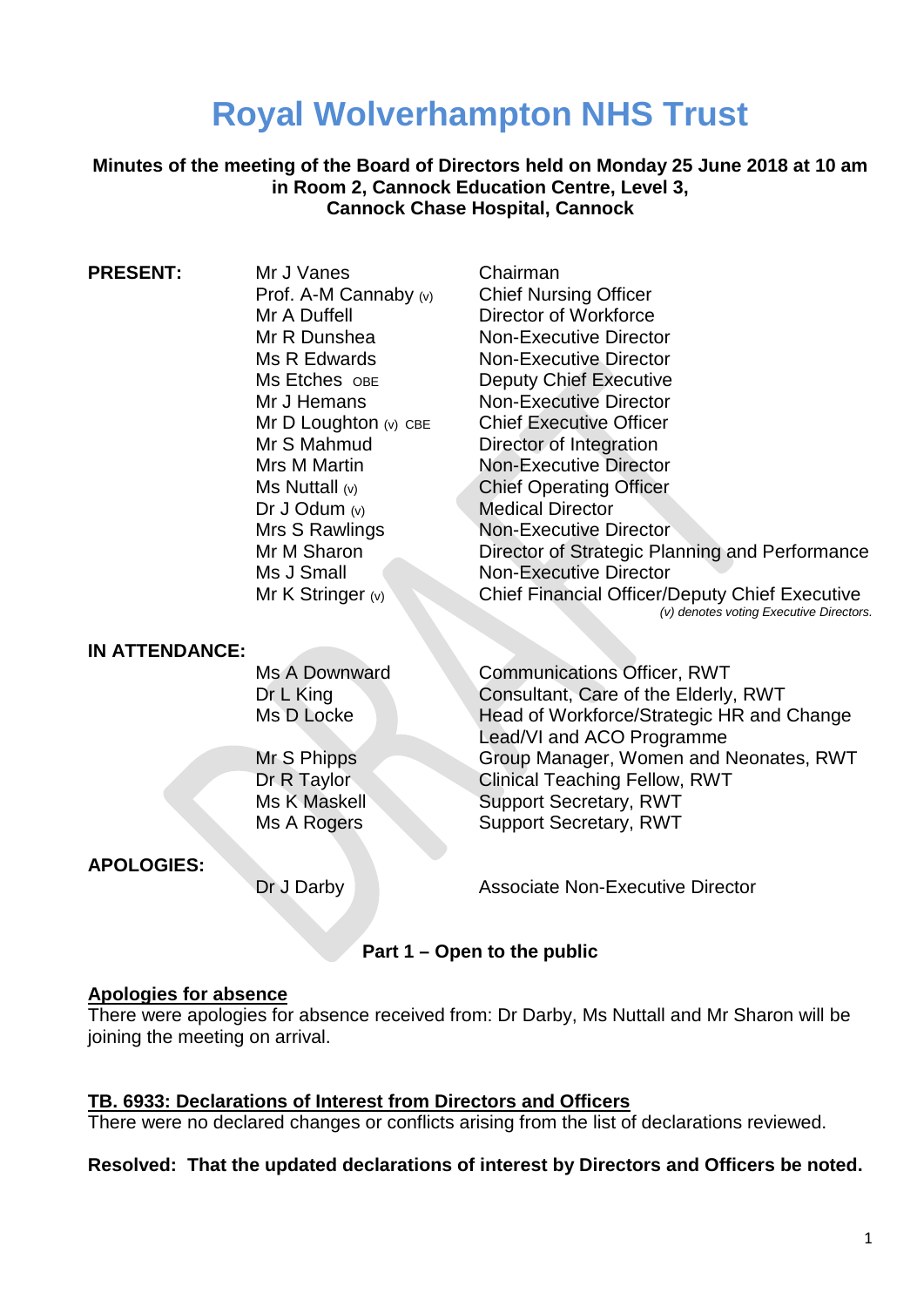# Royal Wolverhampton NHS Trust

**Minutes of the meeting of the Board of Directors held on Monday 25 June 2018 at 10 am in Room 2, Cannock Education Centre, Level 3, Cannock Chase Hospital, Cannock**

| | | |
|---|---|---|
| **PRESENT:** | Mr J Vanes | Chairman |
| | Prof. A-M Cannaby (v) | Chief Nursing Officer |
| | Mr A Duffell | Director of Workforce |
| | Mr R Dunshea | Non-Executive Director |
| | Ms R Edwards | Non-Executive Director |
| | Ms Etches OBE | Deputy Chief Executive |
| | Mr J Hemans | Non-Executive Director |
| | Mr D Loughton (v) CBE | Chief Executive Officer |
| | Mr S Mahmud | Director of Integration |
| | Mrs M Martin | Non-Executive Director |
| | Ms Nuttall (v) | Chief Operating Officer |
| | Dr J Odum (v) | Medical Director |
| | Mrs S Rawlings | Non-Executive Director |
| | Mr M Sharon | Director of Strategic Planning and Performance |
| | Ms J Small | Non-Executive Director |
| | Mr K Stringer (v) | Chief Financial Officer/Deputy Chief Executive |

*(v) denotes voting Executive Directors.*

| | | |
|---|---|---|
| **IN ATTENDANCE:** | | |
| | Ms A Downward | Communications Officer, RWT |
| | Dr L King | Consultant, Care of the Elderly, RWT |
| | Ms D Locke | Head of Workforce/Strategic HR and Change Lead/VI and ACO Programme |
| | Mr S Phipps | Group Manager, Women and Neonates, RWT |
| | Dr R Taylor | Clinical Teaching Fellow, RWT |
| | Ms K Maskell | Support Secretary, RWT |
| | Ms A Rogers | Support Secretary, RWT |

| | | |
|---|---|---|
| **APOLOGIES:** | | |
| | Dr J Darby | Associate Non-Executive Director |

**Part 1 – Open to the public**

**Apologies for absence**

There were apologies for absence received from: Dr Darby, Ms Nuttall and Mr Sharon will be joining the meeting on arrival.

**TB. 6933: Declarations of Interest from Directors and Officers**

There were no declared changes or conflicts arising from the list of declarations reviewed.

**Resolved: That the updated declarations of interest by Directors and Officers be noted.**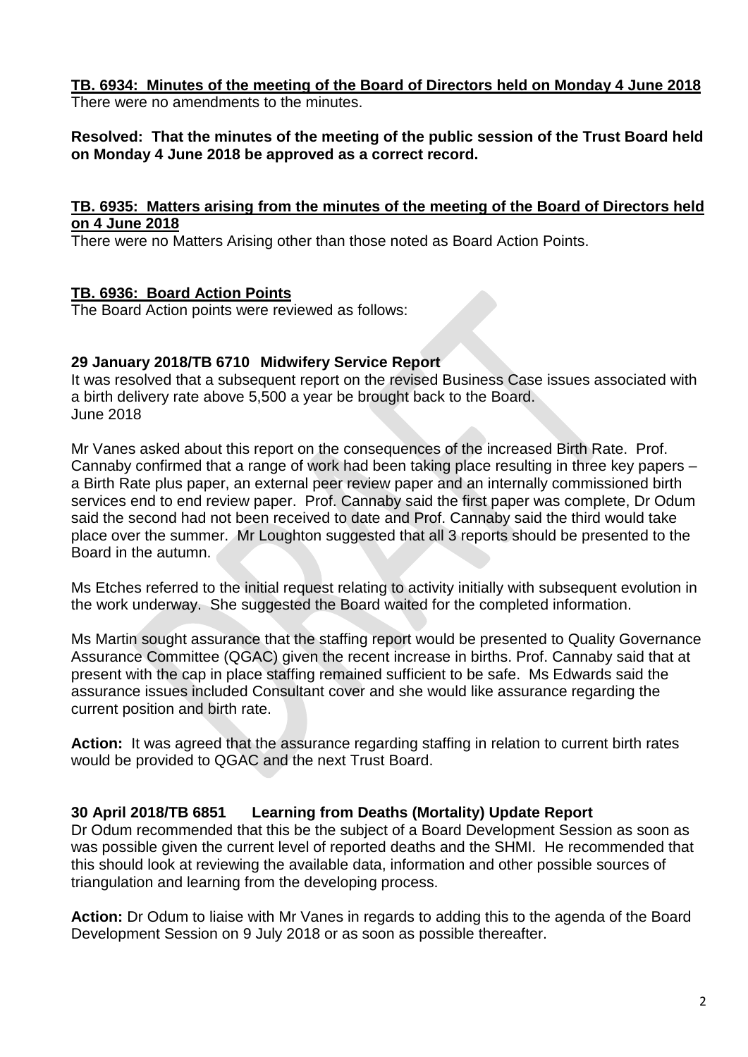**TB. 6934: Minutes of the meeting of the Board of Directors held on Monday 4 June 2018**

There were no amendments to the minutes.

**Resolved: That the minutes of the meeting of the public session of the Trust Board held on Monday 4 June 2018 be approved as a correct record.**

**TB. 6935: Matters arising from the minutes of the meeting of the Board of Directors held on 4 June 2018**

There were no Matters Arising other than those noted as Board Action Points.

**TB. 6936: Board Action Points**

The Board Action points were reviewed as follows:

**29 January 2018/TB 6710 Midwifery Service Report**

It was resolved that a subsequent report on the revised Business Case issues associated with a birth delivery rate above 5,500 a year be brought back to the Board.
June 2018

Mr Vanes asked about this report on the consequences of the increased Birth Rate. Prof. Cannaby confirmed that a range of work had been taking place resulting in three key papers – a Birth Rate plus paper, an external peer review paper and an internally commissioned birth services end to end review paper. Prof. Cannaby said the first paper was complete, Dr Odum said the second had not been received to date and Prof. Cannaby said the third would take place over the summer. Mr Loughton suggested that all 3 reports should be presented to the Board in the autumn.

Ms Etches referred to the initial request relating to activity initially with subsequent evolution in the work underway. She suggested the Board waited for the completed information.

Ms Martin sought assurance that the staffing report would be presented to Quality Governance Assurance Committee (QGAC) given the recent increase in births. Prof. Cannaby said that at present with the cap in place staffing remained sufficient to be safe. Ms Edwards said the assurance issues included Consultant cover and she would like assurance regarding the current position and birth rate.

**Action:** It was agreed that the assurance regarding staffing in relation to current birth rates would be provided to QGAC and the next Trust Board.

**30 April 2018/TB 6851 Learning from Deaths (Mortality) Update Report**

Dr Odum recommended that this be the subject of a Board Development Session as soon as was possible given the current level of reported deaths and the SHMI. He recommended that this should look at reviewing the available data, information and other possible sources of triangulation and learning from the developing process.

**Action:** Dr Odum to liaise with Mr Vanes in regards to adding this to the agenda of the Board Development Session on 9 July 2018 or as soon as possible thereafter.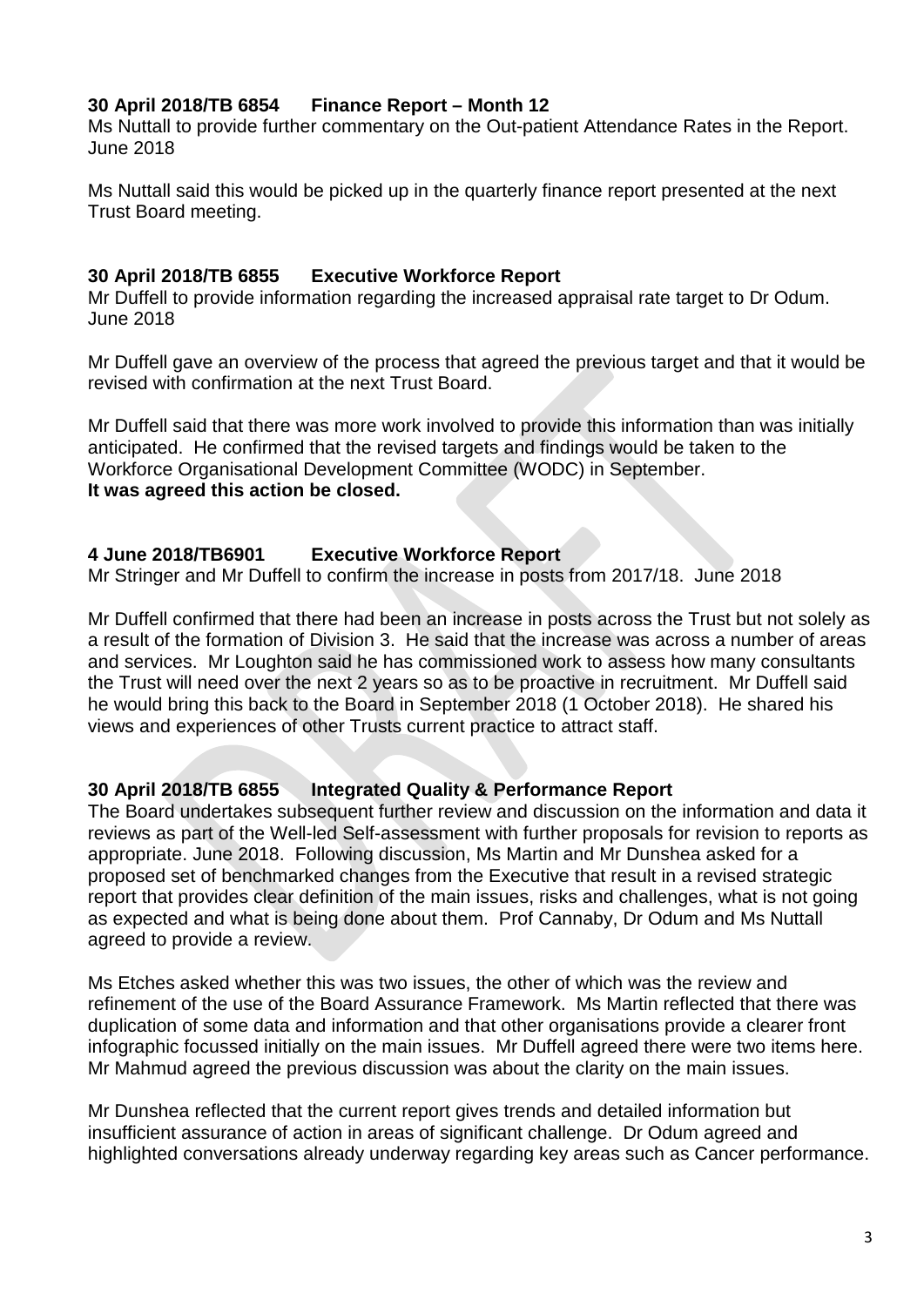**30 April 2018/TB 6854 Finance Report – Month 12**
Ms Nuttall to provide further commentary on the Out-patient Attendance Rates in the Report. June 2018

Ms Nuttall said this would be picked up in the quarterly finance report presented at the next Trust Board meeting.

**30 April 2018/TB 6855 Executive Workforce Report**
Mr Duffell to provide information regarding the increased appraisal rate target to Dr Odum. June 2018

Mr Duffell gave an overview of the process that agreed the previous target and that it would be revised with confirmation at the next Trust Board.

Mr Duffell said that there was more work involved to provide this information than was initially anticipated. He confirmed that the revised targets and findings would be taken to the Workforce Organisational Development Committee (WODC) in September.
**It was agreed this action be closed.**

**4 June 2018/TB6901 Executive Workforce Report**
Mr Stringer and Mr Duffell to confirm the increase in posts from 2017/18. June 2018

Mr Duffell confirmed that there had been an increase in posts across the Trust but not solely as a result of the formation of Division 3. He said that the increase was across a number of areas and services. Mr Loughton said he has commissioned work to assess how many consultants the Trust will need over the next 2 years so as to be proactive in recruitment. Mr Duffell said he would bring this back to the Board in September 2018 (1 October 2018). He shared his views and experiences of other Trusts current practice to attract staff.

**30 April 2018/TB 6855 Integrated Quality & Performance Report**
The Board undertakes subsequent further review and discussion on the information and data it reviews as part of the Well-led Self-assessment with further proposals for revision to reports as appropriate. June 2018. Following discussion, Ms Martin and Mr Dunshea asked for a proposed set of benchmarked changes from the Executive that result in a revised strategic report that provides clear definition of the main issues, risks and challenges, what is not going as expected and what is being done about them. Prof Cannaby, Dr Odum and Ms Nuttall agreed to provide a review.

Ms Etches asked whether this was two issues, the other of which was the review and refinement of the use of the Board Assurance Framework. Ms Martin reflected that there was duplication of some data and information and that other organisations provide a clearer front infographic focussed initially on the main issues. Mr Duffell agreed there were two items here. Mr Mahmud agreed the previous discussion was about the clarity on the main issues.

Mr Dunshea reflected that the current report gives trends and detailed information but insufficient assurance of action in areas of significant challenge. Dr Odum agreed and highlighted conversations already underway regarding key areas such as Cancer performance.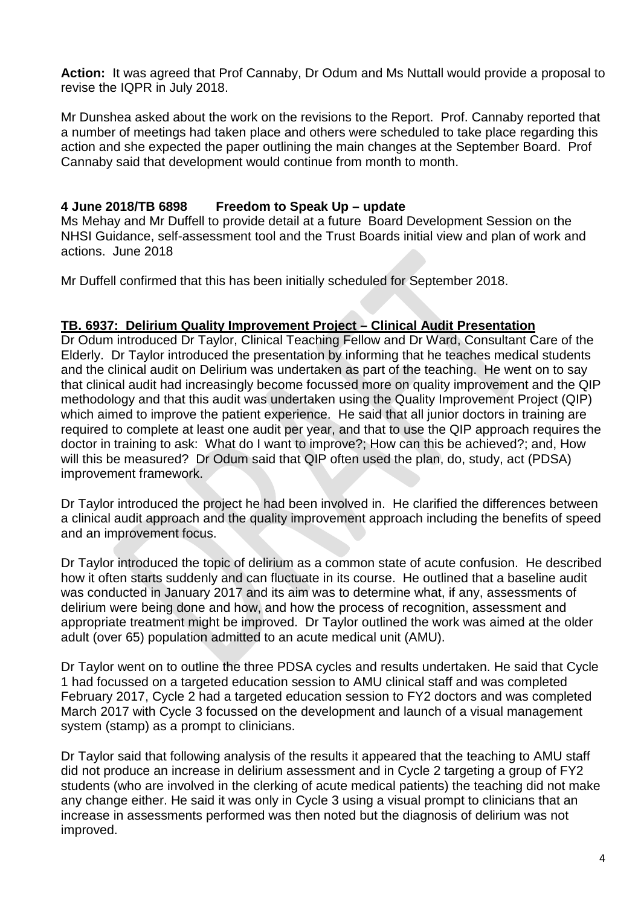**Action:** It was agreed that Prof Cannaby, Dr Odum and Ms Nuttall would provide a proposal to revise the IQPR in July 2018.

Mr Dunshea asked about the work on the revisions to the Report. Prof. Cannaby reported that a number of meetings had taken place and others were scheduled to take place regarding this action and she expected the paper outlining the main changes at the September Board. Prof Cannaby said that development would continue from month to month.

**4 June 2018/TB 6898 Freedom to Speak Up – update**

Ms Mehay and Mr Duffell to provide detail at a future Board Development Session on the NHSI Guidance, self-assessment tool and the Trust Boards initial view and plan of work and actions. June 2018

Mr Duffell confirmed that this has been initially scheduled for September 2018.

**TB. 6937: Delirium Quality Improvement Project – Clinical Audit Presentation**

Dr Odum introduced Dr Taylor, Clinical Teaching Fellow and Dr Ward, Consultant Care of the Elderly. Dr Taylor introduced the presentation by informing that he teaches medical students and the clinical audit on Delirium was undertaken as part of the teaching. He went on to say that clinical audit had increasingly become focussed more on quality improvement and the QIP methodology and that this audit was undertaken using the Quality Improvement Project (QIP) which aimed to improve the patient experience. He said that all junior doctors in training are required to complete at least one audit per year, and that to use the QIP approach requires the doctor in training to ask: What do I want to improve?; How can this be achieved?; and, How will this be measured? Dr Odum said that QIP often used the plan, do, study, act (PDSA) improvement framework.

Dr Taylor introduced the project he had been involved in. He clarified the differences between a clinical audit approach and the quality improvement approach including the benefits of speed and an improvement focus.

Dr Taylor introduced the topic of delirium as a common state of acute confusion. He described how it often starts suddenly and can fluctuate in its course. He outlined that a baseline audit was conducted in January 2017 and its aim was to determine what, if any, assessments of delirium were being done and how, and how the process of recognition, assessment and appropriate treatment might be improved. Dr Taylor outlined the work was aimed at the older adult (over 65) population admitted to an acute medical unit (AMU).

Dr Taylor went on to outline the three PDSA cycles and results undertaken. He said that Cycle 1 had focussed on a targeted education session to AMU clinical staff and was completed February 2017, Cycle 2 had a targeted education session to FY2 doctors and was completed March 2017 with Cycle 3 focussed on the development and launch of a visual management system (stamp) as a prompt to clinicians.

Dr Taylor said that following analysis of the results it appeared that the teaching to AMU staff did not produce an increase in delirium assessment and in Cycle 2 targeting a group of FY2 students (who are involved in the clerking of acute medical patients) the teaching did not make any change either. He said it was only in Cycle 3 using a visual prompt to clinicians that an increase in assessments performed was then noted but the diagnosis of delirium was not improved.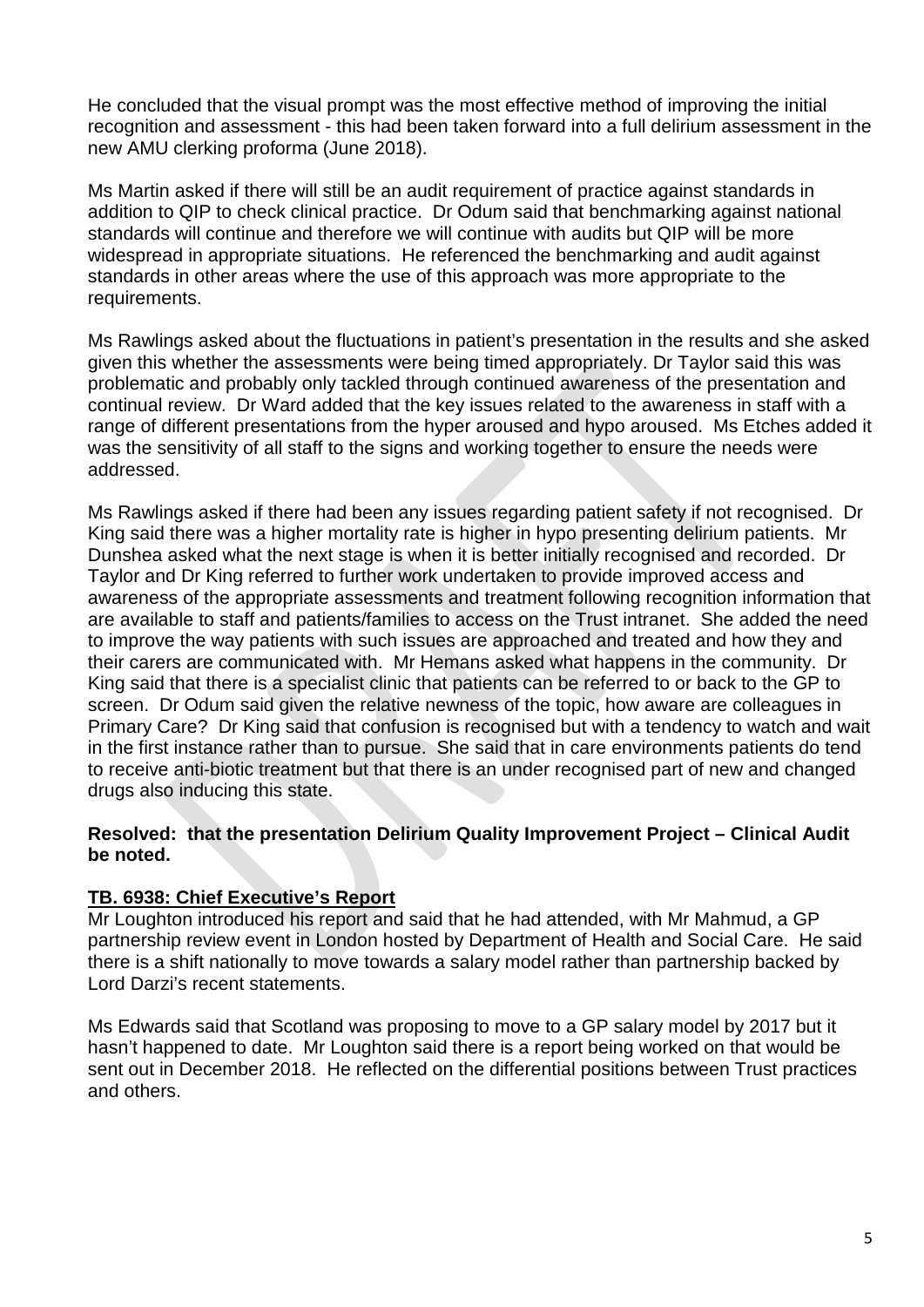He concluded that the visual prompt was the most effective method of improving the initial recognition and assessment - this had been taken forward into a full delirium assessment in the new AMU clerking proforma (June 2018).

Ms Martin asked if there will still be an audit requirement of practice against standards in addition to QIP to check clinical practice. Dr Odum said that benchmarking against national standards will continue and therefore we will continue with audits but QIP will be more widespread in appropriate situations. He referenced the benchmarking and audit against standards in other areas where the use of this approach was more appropriate to the requirements.

Ms Rawlings asked about the fluctuations in patient's presentation in the results and she asked given this whether the assessments were being timed appropriately. Dr Taylor said this was problematic and probably only tackled through continued awareness of the presentation and continual review. Dr Ward added that the key issues related to the awareness in staff with a range of different presentations from the hyper aroused and hypo aroused. Ms Etches added it was the sensitivity of all staff to the signs and working together to ensure the needs were addressed.

Ms Rawlings asked if there had been any issues regarding patient safety if not recognised. Dr King said there was a higher mortality rate is higher in hypo presenting delirium patients. Mr Dunshea asked what the next stage is when it is better initially recognised and recorded. Dr Taylor and Dr King referred to further work undertaken to provide improved access and awareness of the appropriate assessments and treatment following recognition information that are available to staff and patients/families to access on the Trust intranet. She added the need to improve the way patients with such issues are approached and treated and how they and their carers are communicated with. Mr Hemans asked what happens in the community. Dr King said that there is a specialist clinic that patients can be referred to or back to the GP to screen. Dr Odum said given the relative newness of the topic, how aware are colleagues in Primary Care? Dr King said that confusion is recognised but with a tendency to watch and wait in the first instance rather than to pursue. She said that in care environments patients do tend to receive anti-biotic treatment but that there is an under recognised part of new and changed drugs also inducing this state.

**Resolved: that the presentation Delirium Quality Improvement Project – Clinical Audit be noted.**

**<u>TB. 6938: Chief Executive's Report</u>**

Mr Loughton introduced his report and said that he had attended, with Mr Mahmud, a GP partnership review event in London hosted by Department of Health and Social Care. He said there is a shift nationally to move towards a salary model rather than partnership backed by Lord Darzi's recent statements.

Ms Edwards said that Scotland was proposing to move to a GP salary model by 2017 but it hasn't happened to date. Mr Loughton said there is a report being worked on that would be sent out in December 2018. He reflected on the differential positions between Trust practices and others.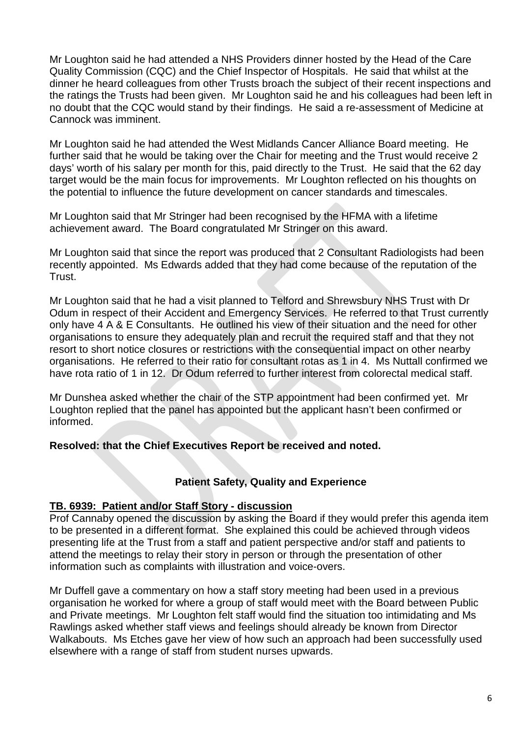Mr Loughton said he had attended a NHS Providers dinner hosted by the Head of the Care Quality Commission (CQC) and the Chief Inspector of Hospitals. He said that whilst at the dinner he heard colleagues from other Trusts broach the subject of their recent inspections and the ratings the Trusts had been given. Mr Loughton said he and his colleagues had been left in no doubt that the CQC would stand by their findings. He said a re-assessment of Medicine at Cannock was imminent.

Mr Loughton said he had attended the West Midlands Cancer Alliance Board meeting. He further said that he would be taking over the Chair for meeting and the Trust would receive 2 days' worth of his salary per month for this, paid directly to the Trust. He said that the 62 day target would be the main focus for improvements. Mr Loughton reflected on his thoughts on the potential to influence the future development on cancer standards and timescales.

Mr Loughton said that Mr Stringer had been recognised by the HFMA with a lifetime achievement award. The Board congratulated Mr Stringer on this award.

Mr Loughton said that since the report was produced that 2 Consultant Radiologists had been recently appointed. Ms Edwards added that they had come because of the reputation of the Trust.

Mr Loughton said that he had a visit planned to Telford and Shrewsbury NHS Trust with Dr Odum in respect of their Accident and Emergency Services. He referred to that Trust currently only have 4 A & E Consultants. He outlined his view of their situation and the need for other organisations to ensure they adequately plan and recruit the required staff and that they not resort to short notice closures or restrictions with the consequential impact on other nearby organisations. He referred to their ratio for consultant rotas as 1 in 4. Ms Nuttall confirmed we have rota ratio of 1 in 12. Dr Odum referred to further interest from colorectal medical staff.

Mr Dunshea asked whether the chair of the STP appointment had been confirmed yet. Mr Loughton replied that the panel has appointed but the applicant hasn't been confirmed or informed.

**Resolved: that the Chief Executives Report be received and noted.**

## Patient Safety, Quality and Experience

**TB. 6939: Patient and/or Staff Story - discussion**

Prof Cannaby opened the discussion by asking the Board if they would prefer this agenda item to be presented in a different format. She explained this could be achieved through videos presenting life at the Trust from a staff and patient perspective and/or staff and patients to attend the meetings to relay their story in person or through the presentation of other information such as complaints with illustration and voice-overs.

Mr Duffell gave a commentary on how a staff story meeting had been used in a previous organisation he worked for where a group of staff would meet with the Board between Public and Private meetings. Mr Loughton felt staff would find the situation too intimidating and Ms Rawlings asked whether staff views and feelings should already be known from Director Walkabouts. Ms Etches gave her view of how such an approach had been successfully used elsewhere with a range of staff from student nurses upwards.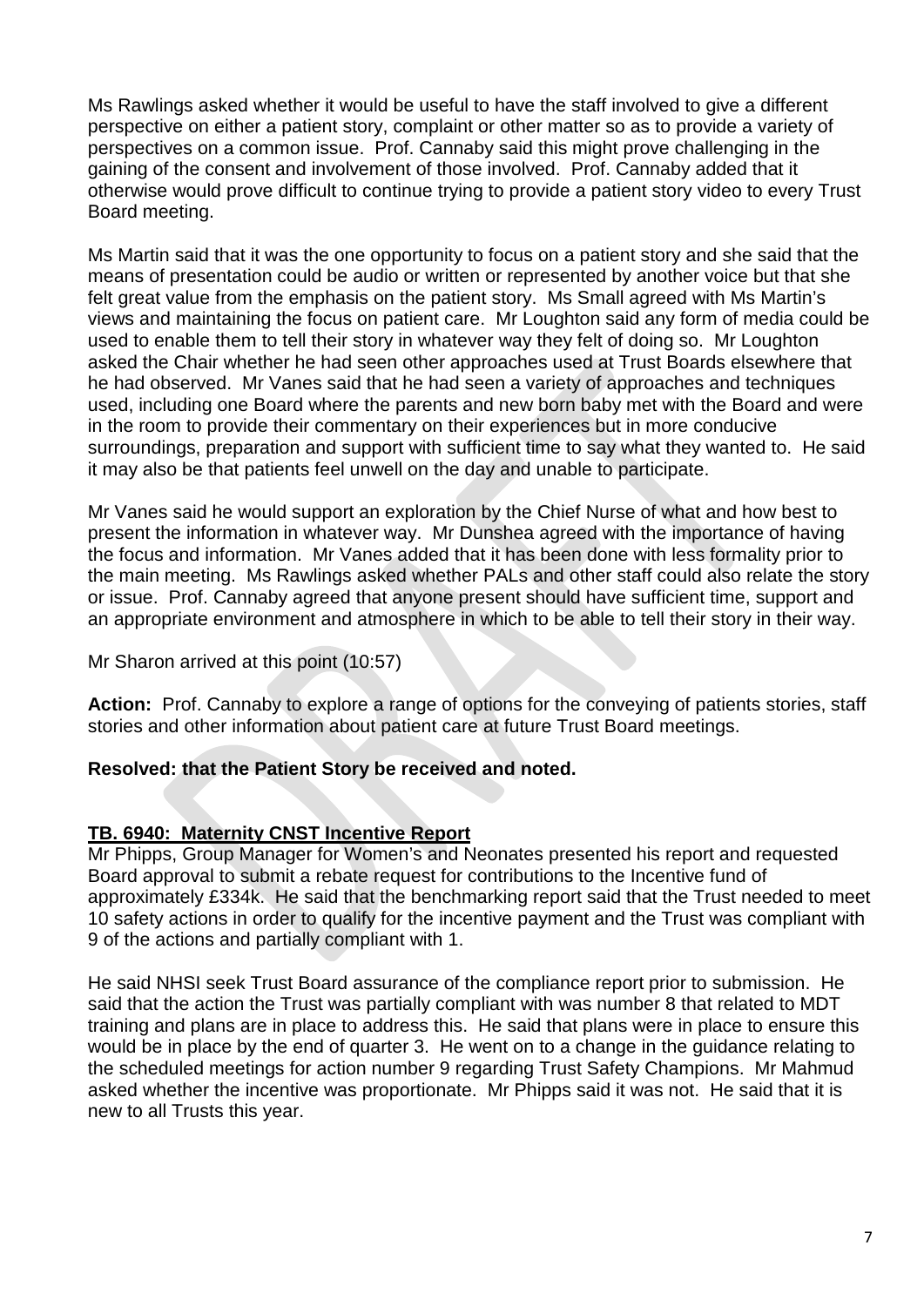Ms Rawlings asked whether it would be useful to have the staff involved to give a different perspective on either a patient story, complaint or other matter so as to provide a variety of perspectives on a common issue. Prof. Cannaby said this might prove challenging in the gaining of the consent and involvement of those involved. Prof. Cannaby added that it otherwise would prove difficult to continue trying to provide a patient story video to every Trust Board meeting.

Ms Martin said that it was the one opportunity to focus on a patient story and she said that the means of presentation could be audio or written or represented by another voice but that she felt great value from the emphasis on the patient story. Ms Small agreed with Ms Martin's views and maintaining the focus on patient care. Mr Loughton said any form of media could be used to enable them to tell their story in whatever way they felt of doing so. Mr Loughton asked the Chair whether he had seen other approaches used at Trust Boards elsewhere that he had observed. Mr Vanes said that he had seen a variety of approaches and techniques used, including one Board where the parents and new born baby met with the Board and were in the room to provide their commentary on their experiences but in more conducive surroundings, preparation and support with sufficient time to say what they wanted to. He said it may also be that patients feel unwell on the day and unable to participate.

Mr Vanes said he would support an exploration by the Chief Nurse of what and how best to present the information in whatever way. Mr Dunshea agreed with the importance of having the focus and information. Mr Vanes added that it has been done with less formality prior to the main meeting. Ms Rawlings asked whether PALs and other staff could also relate the story or issue. Prof. Cannaby agreed that anyone present should have sufficient time, support and an appropriate environment and atmosphere in which to be able to tell their story in their way.

Mr Sharon arrived at this point (10:57)

**Action:** Prof. Cannaby to explore a range of options for the conveying of patients stories, staff stories and other information about patient care at future Trust Board meetings.

**Resolved: that the Patient Story be received and noted.**

## TB. 6940: Maternity CNST Incentive Report

Mr Phipps, Group Manager for Women's and Neonates presented his report and requested Board approval to submit a rebate request for contributions to the Incentive fund of approximately £334k. He said that the benchmarking report said that the Trust needed to meet 10 safety actions in order to qualify for the incentive payment and the Trust was compliant with 9 of the actions and partially compliant with 1.

He said NHSI seek Trust Board assurance of the compliance report prior to submission. He said that the action the Trust was partially compliant with was number 8 that related to MDT training and plans are in place to address this. He said that plans were in place to ensure this would be in place by the end of quarter 3. He went on to a change in the guidance relating to the scheduled meetings for action number 9 regarding Trust Safety Champions. Mr Mahmud asked whether the incentive was proportionate. Mr Phipps said it was not. He said that it is new to all Trusts this year.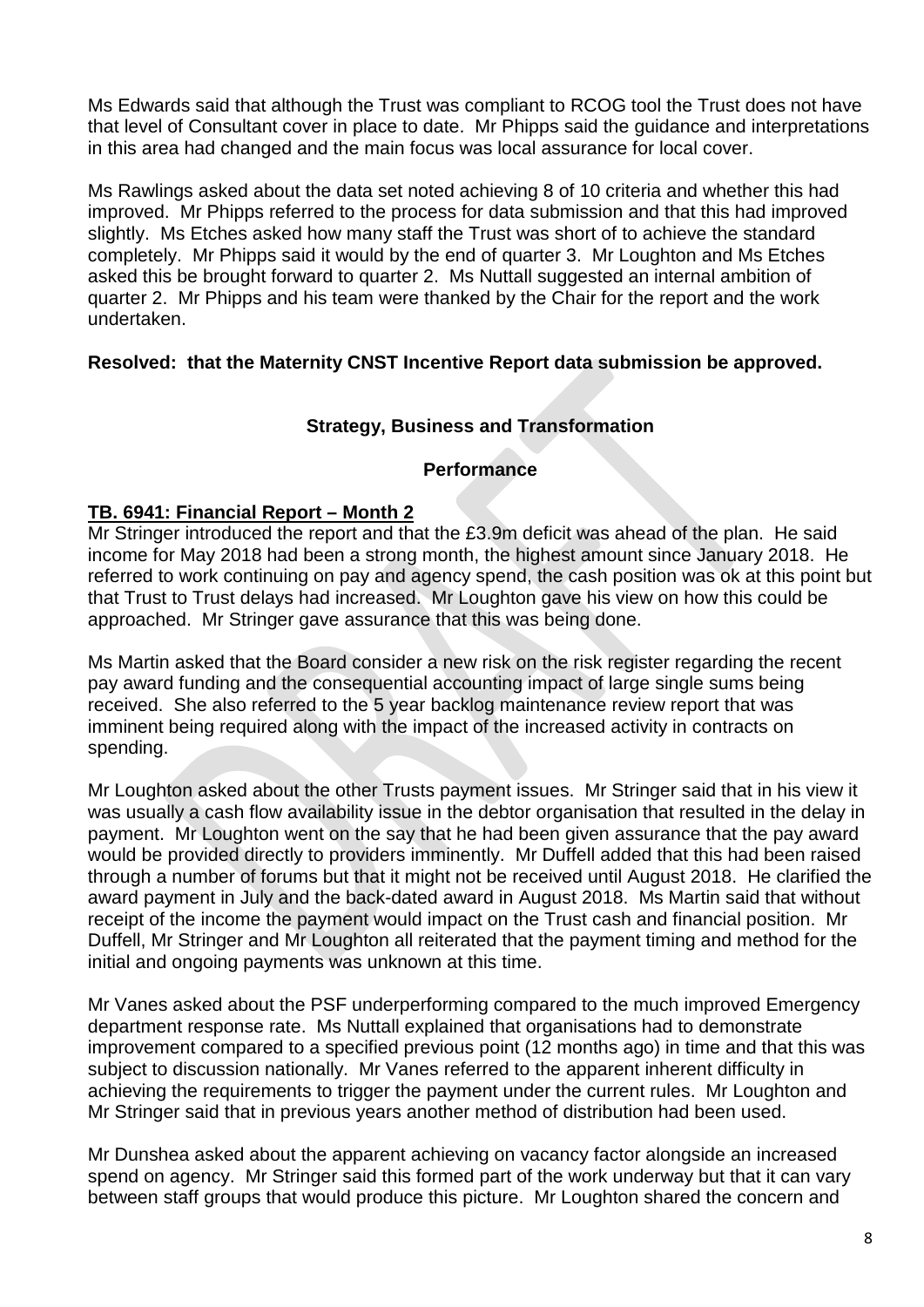Ms Edwards said that although the Trust was compliant to RCOG tool the Trust does not have that level of Consultant cover in place to date. Mr Phipps said the guidance and interpretations in this area had changed and the main focus was local assurance for local cover.

Ms Rawlings asked about the data set noted achieving 8 of 10 criteria and whether this had improved. Mr Phipps referred to the process for data submission and that this had improved slightly. Ms Etches asked how many staff the Trust was short of to achieve the standard completely. Mr Phipps said it would by the end of quarter 3. Mr Loughton and Ms Etches asked this be brought forward to quarter 2. Ms Nuttall suggested an internal ambition of quarter 2. Mr Phipps and his team were thanked by the Chair for the report and the work undertaken.

**Resolved: that the Maternity CNST Incentive Report data submission be approved.**

**Strategy, Business and Transformation**

**Performance**

**TB. 6941: Financial Report – Month 2**

Mr Stringer introduced the report and that the £3.9m deficit was ahead of the plan. He said income for May 2018 had been a strong month, the highest amount since January 2018. He referred to work continuing on pay and agency spend, the cash position was ok at this point but that Trust to Trust delays had increased. Mr Loughton gave his view on how this could be approached. Mr Stringer gave assurance that this was being done.

Ms Martin asked that the Board consider a new risk on the risk register regarding the recent pay award funding and the consequential accounting impact of large single sums being received. She also referred to the 5 year backlog maintenance review report that was imminent being required along with the impact of the increased activity in contracts on spending.

Mr Loughton asked about the other Trusts payment issues. Mr Stringer said that in his view it was usually a cash flow availability issue in the debtor organisation that resulted in the delay in payment. Mr Loughton went on the say that he had been given assurance that the pay award would be provided directly to providers imminently. Mr Duffell added that this had been raised through a number of forums but that it might not be received until August 2018. He clarified the award payment in July and the back-dated award in August 2018. Ms Martin said that without receipt of the income the payment would impact on the Trust cash and financial position. Mr Duffell, Mr Stringer and Mr Loughton all reiterated that the payment timing and method for the initial and ongoing payments was unknown at this time.

Mr Vanes asked about the PSF underperforming compared to the much improved Emergency department response rate. Ms Nuttall explained that organisations had to demonstrate improvement compared to a specified previous point (12 months ago) in time and that this was subject to discussion nationally. Mr Vanes referred to the apparent inherent difficulty in achieving the requirements to trigger the payment under the current rules. Mr Loughton and Mr Stringer said that in previous years another method of distribution had been used.

Mr Dunshea asked about the apparent achieving on vacancy factor alongside an increased spend on agency. Mr Stringer said this formed part of the work underway but that it can vary between staff groups that would produce this picture. Mr Loughton shared the concern and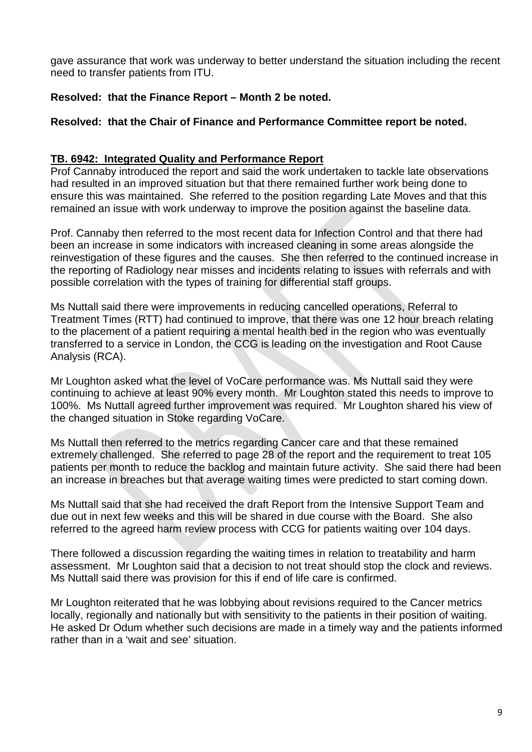gave assurance that work was underway to better understand the situation including the recent need to transfer patients from ITU.

**Resolved: that the Finance Report – Month 2 be noted.**

**Resolved: that the Chair of Finance and Performance Committee report be noted.**

**TB. 6942: Integrated Quality and Performance Report**

Prof Cannaby introduced the report and said the work undertaken to tackle late observations had resulted in an improved situation but that there remained further work being done to ensure this was maintained. She referred to the position regarding Late Moves and that this remained an issue with work underway to improve the position against the baseline data.

Prof. Cannaby then referred to the most recent data for Infection Control and that there had been an increase in some indicators with increased cleaning in some areas alongside the reinvestigation of these figures and the causes. She then referred to the continued increase in the reporting of Radiology near misses and incidents relating to issues with referrals and with possible correlation with the types of training for differential staff groups.

Ms Nuttall said there were improvements in reducing cancelled operations, Referral to Treatment Times (RTT) had continued to improve, that there was one 12 hour breach relating to the placement of a patient requiring a mental health bed in the region who was eventually transferred to a service in London, the CCG is leading on the investigation and Root Cause Analysis (RCA).

Mr Loughton asked what the level of VoCare performance was. Ms Nuttall said they were continuing to achieve at least 90% every month. Mr Loughton stated this needs to improve to 100%. Ms Nuttall agreed further improvement was required. Mr Loughton shared his view of the changed situation in Stoke regarding VoCare.

Ms Nuttall then referred to the metrics regarding Cancer care and that these remained extremely challenged. She referred to page 28 of the report and the requirement to treat 105 patients per month to reduce the backlog and maintain future activity. She said there had been an increase in breaches but that average waiting times were predicted to start coming down.

Ms Nuttall said that she had received the draft Report from the Intensive Support Team and due out in next few weeks and this will be shared in due course with the Board. She also referred to the agreed harm review process with CCG for patients waiting over 104 days.

There followed a discussion regarding the waiting times in relation to treatability and harm assessment. Mr Loughton said that a decision to not treat should stop the clock and reviews. Ms Nuttall said there was provision for this if end of life care is confirmed.

Mr Loughton reiterated that he was lobbying about revisions required to the Cancer metrics locally, regionally and nationally but with sensitivity to the patients in their position of waiting. He asked Dr Odum whether such decisions are made in a timely way and the patients informed rather than in a 'wait and see' situation.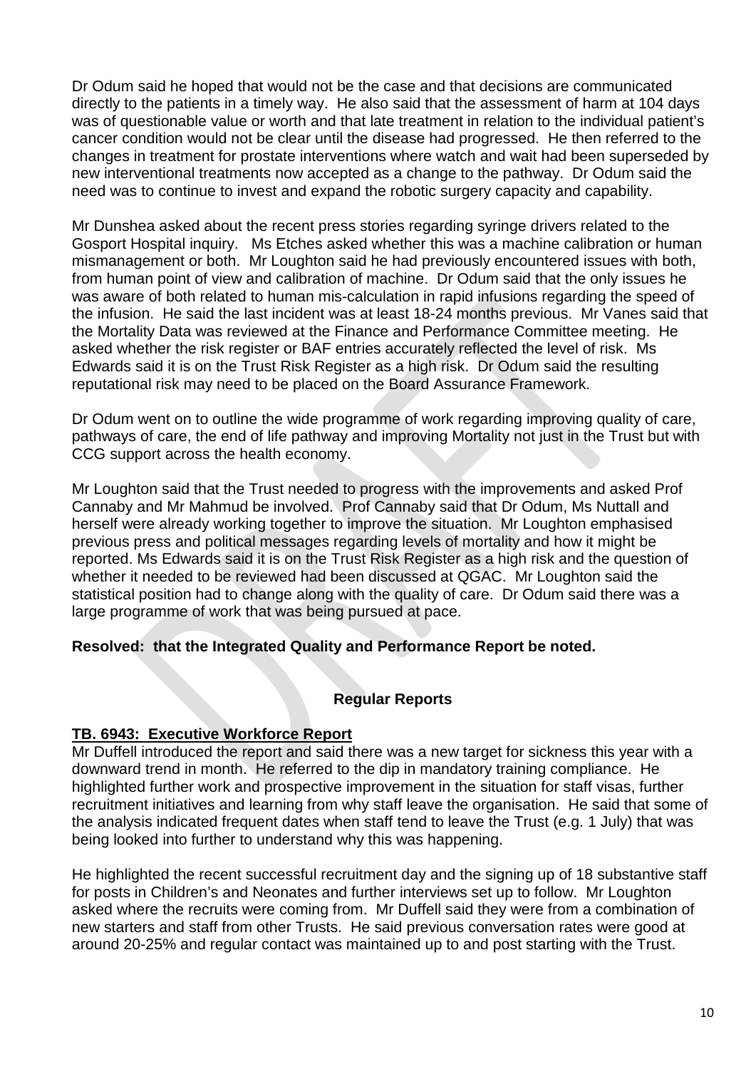Dr Odum said he hoped that would not be the case and that decisions are communicated directly to the patients in a timely way. He also said that the assessment of harm at 104 days was of questionable value or worth and that late treatment in relation to the individual patient's cancer condition would not be clear until the disease had progressed. He then referred to the changes in treatment for prostate interventions where watch and wait had been superseded by new interventional treatments now accepted as a change to the pathway. Dr Odum said the need was to continue to invest and expand the robotic surgery capacity and capability.

Mr Dunshea asked about the recent press stories regarding syringe drivers related to the Gosport Hospital inquiry. Ms Etches asked whether this was a machine calibration or human mismanagement or both. Mr Loughton said he had previously encountered issues with both, from human point of view and calibration of machine. Dr Odum said that the only issues he was aware of both related to human mis-calculation in rapid infusions regarding the speed of the infusion. He said the last incident was at least 18-24 months previous. Mr Vanes said that the Mortality Data was reviewed at the Finance and Performance Committee meeting. He asked whether the risk register or BAF entries accurately reflected the level of risk. Ms Edwards said it is on the Trust Risk Register as a high risk. Dr Odum said the resulting reputational risk may need to be placed on the Board Assurance Framework.

Dr Odum went on to outline the wide programme of work regarding improving quality of care, pathways of care, the end of life pathway and improving Mortality not just in the Trust but with CCG support across the health economy.

Mr Loughton said that the Trust needed to progress with the improvements and asked Prof Cannaby and Mr Mahmud be involved. Prof Cannaby said that Dr Odum, Ms Nuttall and herself were already working together to improve the situation. Mr Loughton emphasised previous press and political messages regarding levels of mortality and how it might be reported. Ms Edwards said it is on the Trust Risk Register as a high risk and the question of whether it needed to be reviewed had been discussed at QGAC. Mr Loughton said the statistical position had to change along with the quality of care. Dr Odum said there was a large programme of work that was being pursued at pace.

**Resolved: that the Integrated Quality and Performance Report be noted.**

## Regular Reports

**TB. 6943: Executive Workforce Report**

Mr Duffell introduced the report and said there was a new target for sickness this year with a downward trend in month. He referred to the dip in mandatory training compliance. He highlighted further work and prospective improvement in the situation for staff visas, further recruitment initiatives and learning from why staff leave the organisation. He said that some of the analysis indicated frequent dates when staff tend to leave the Trust (e.g. 1 July) that was being looked into further to understand why this was happening.

He highlighted the recent successful recruitment day and the signing up of 18 substantive staff for posts in Children's and Neonates and further interviews set up to follow. Mr Loughton asked where the recruits were coming from. Mr Duffell said they were from a combination of new starters and staff from other Trusts. He said previous conversation rates were good at around 20-25% and regular contact was maintained up to and post starting with the Trust.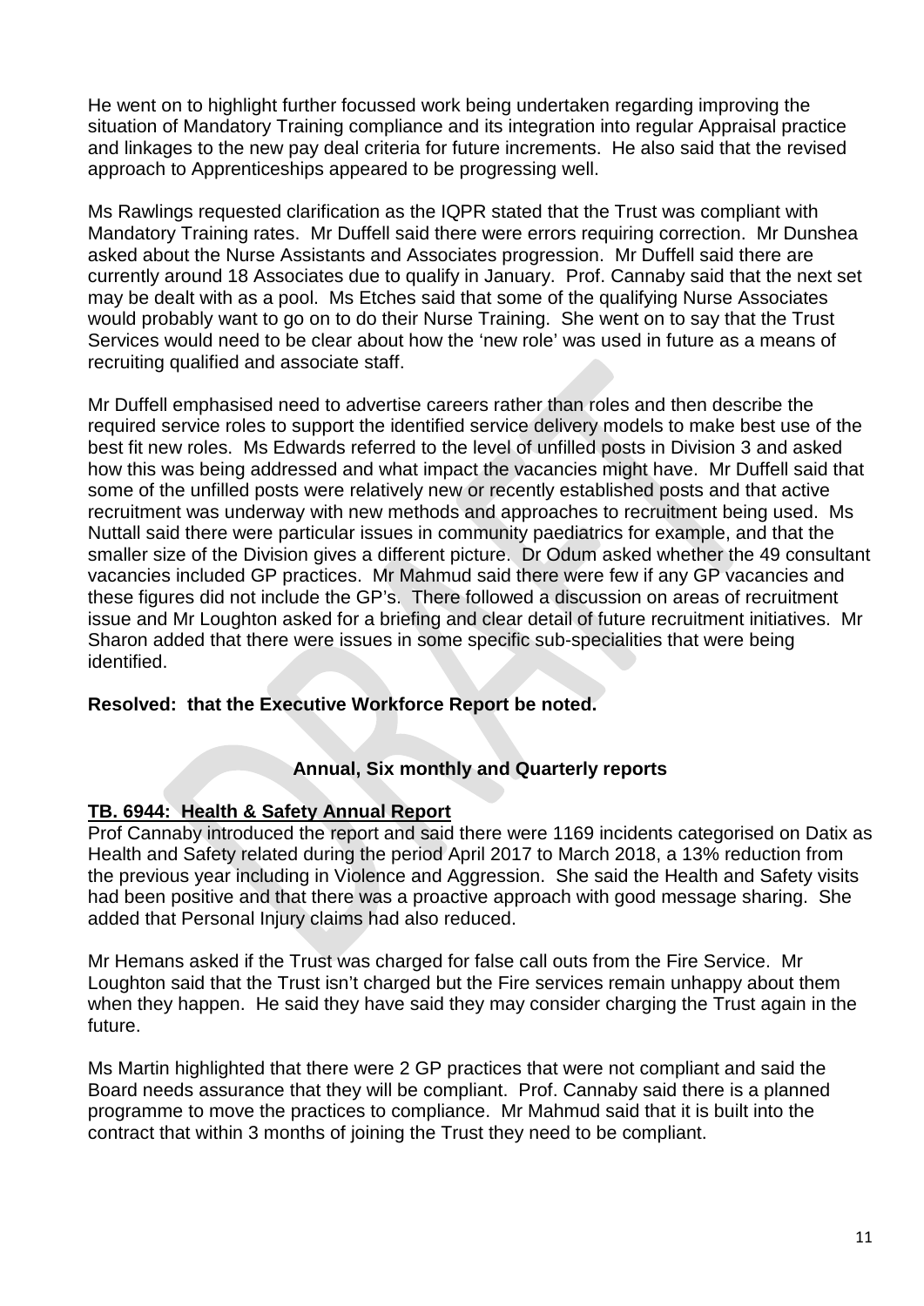He went on to highlight further focussed work being undertaken regarding improving the situation of Mandatory Training compliance and its integration into regular Appraisal practice and linkages to the new pay deal criteria for future increments. He also said that the revised approach to Apprenticeships appeared to be progressing well.

Ms Rawlings requested clarification as the IQPR stated that the Trust was compliant with Mandatory Training rates. Mr Duffell said there were errors requiring correction. Mr Dunshea asked about the Nurse Assistants and Associates progression. Mr Duffell said there are currently around 18 Associates due to qualify in January. Prof. Cannaby said that the next set may be dealt with as a pool. Ms Etches said that some of the qualifying Nurse Associates would probably want to go on to do their Nurse Training. She went on to say that the Trust Services would need to be clear about how the 'new role' was used in future as a means of recruiting qualified and associate staff.

Mr Duffell emphasised need to advertise careers rather than roles and then describe the required service roles to support the identified service delivery models to make best use of the best fit new roles. Ms Edwards referred to the level of unfilled posts in Division 3 and asked how this was being addressed and what impact the vacancies might have. Mr Duffell said that some of the unfilled posts were relatively new or recently established posts and that active recruitment was underway with new methods and approaches to recruitment being used. Ms Nuttall said there were particular issues in community paediatrics for example, and that the smaller size of the Division gives a different picture. Dr Odum asked whether the 49 consultant vacancies included GP practices. Mr Mahmud said there were few if any GP vacancies and these figures did not include the GP's. There followed a discussion on areas of recruitment issue and Mr Loughton asked for a briefing and clear detail of future recruitment initiatives. Mr Sharon added that there were issues in some specific sub-specialities that were being identified.

**Resolved: that the Executive Workforce Report be noted.**

### Annual, Six monthly and Quarterly reports

**TB. 6944: Health & Safety Annual Report**

Prof Cannaby introduced the report and said there were 1169 incidents categorised on Datix as Health and Safety related during the period April 2017 to March 2018, a 13% reduction from the previous year including in Violence and Aggression. She said the Health and Safety visits had been positive and that there was a proactive approach with good message sharing. She added that Personal Injury claims had also reduced.

Mr Hemans asked if the Trust was charged for false call outs from the Fire Service. Mr Loughton said that the Trust isn't charged but the Fire services remain unhappy about them when they happen. He said they have said they may consider charging the Trust again in the future.

Ms Martin highlighted that there were 2 GP practices that were not compliant and said the Board needs assurance that they will be compliant. Prof. Cannaby said there is a planned programme to move the practices to compliance. Mr Mahmud said that it is built into the contract that within 3 months of joining the Trust they need to be compliant.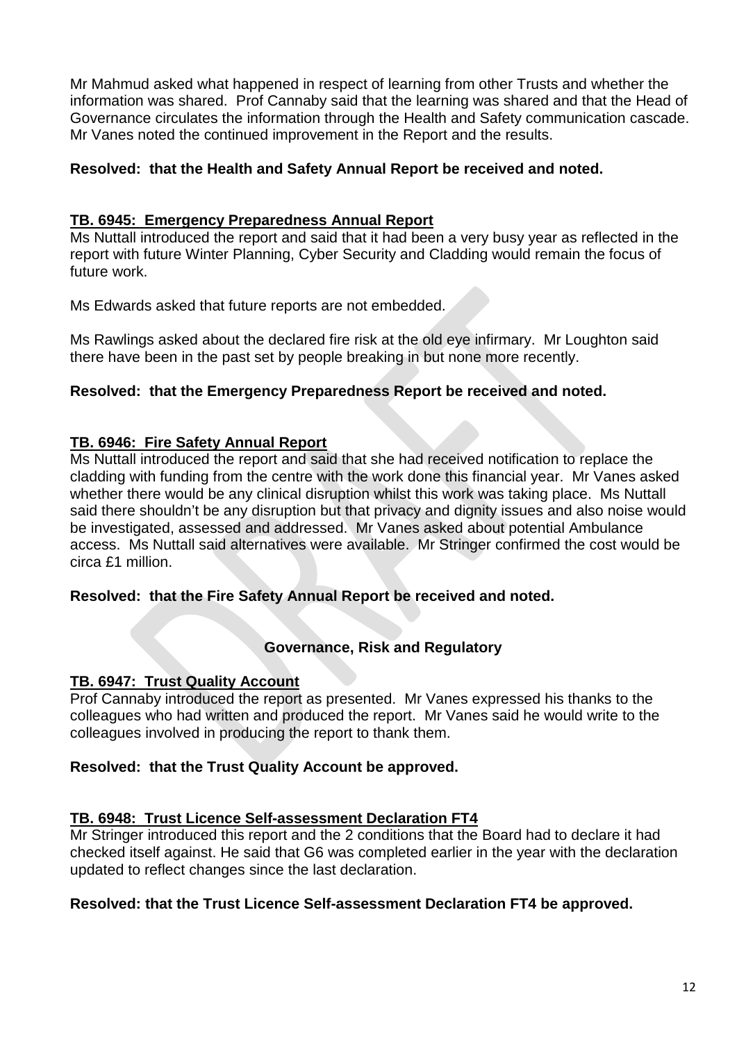Mr Mahmud asked what happened in respect of learning from other Trusts and whether the information was shared. Prof Cannaby said that the learning was shared and that the Head of Governance circulates the information through the Health and Safety communication cascade. Mr Vanes noted the continued improvement in the Report and the results.

**Resolved: that the Health and Safety Annual Report be received and noted.**

**TB. 6945: Emergency Preparedness Annual Report**

Ms Nuttall introduced the report and said that it had been a very busy year as reflected in the report with future Winter Planning, Cyber Security and Cladding would remain the focus of future work.

Ms Edwards asked that future reports are not embedded.

Ms Rawlings asked about the declared fire risk at the old eye infirmary. Mr Loughton said there have been in the past set by people breaking in but none more recently.

**Resolved: that the Emergency Preparedness Report be received and noted.**

**TB. 6946: Fire Safety Annual Report**

Ms Nuttall introduced the report and said that she had received notification to replace the cladding with funding from the centre with the work done this financial year. Mr Vanes asked whether there would be any clinical disruption whilst this work was taking place. Ms Nuttall said there shouldn't be any disruption but that privacy and dignity issues and also noise would be investigated, assessed and addressed. Mr Vanes asked about potential Ambulance access. Ms Nuttall said alternatives were available. Mr Stringer confirmed the cost would be circa £1 million.

**Resolved: that the Fire Safety Annual Report be received and noted.**

**Governance, Risk and Regulatory**

**TB. 6947: Trust Quality Account**

Prof Cannaby introduced the report as presented. Mr Vanes expressed his thanks to the colleagues who had written and produced the report. Mr Vanes said he would write to the colleagues involved in producing the report to thank them.

**Resolved: that the Trust Quality Account be approved.**

**TB. 6948: Trust Licence Self-assessment Declaration FT4**

Mr Stringer introduced this report and the 2 conditions that the Board had to declare it had checked itself against. He said that G6 was completed earlier in the year with the declaration updated to reflect changes since the last declaration.

**Resolved: that the Trust Licence Self-assessment Declaration FT4 be approved.**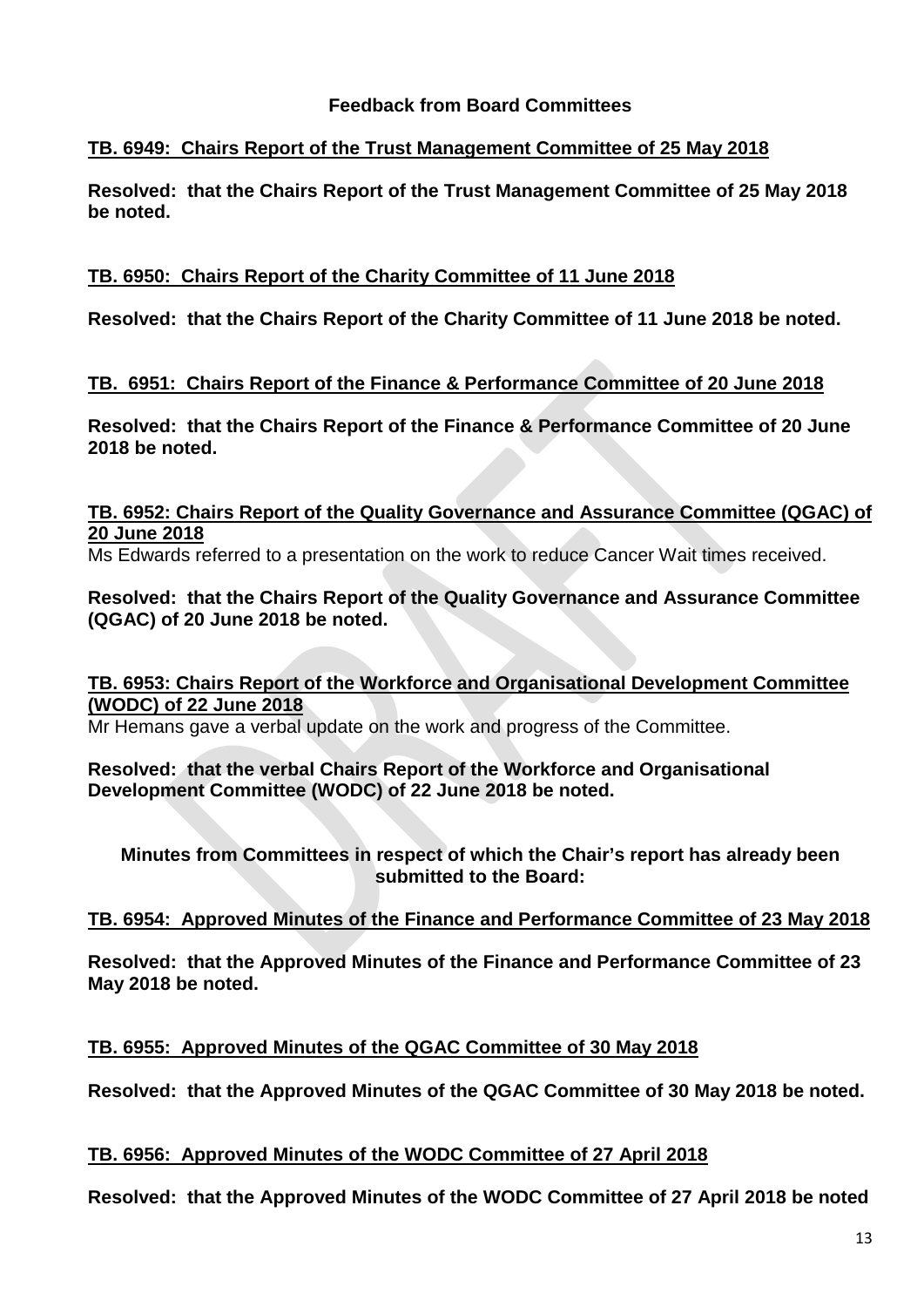## Feedback from Board Committees

**TB. 6949: Chairs Report of the Trust Management Committee of 25 May 2018**

**Resolved: that the Chairs Report of the Trust Management Committee of 25 May 2018 be noted.**

**TB. 6950: Chairs Report of the Charity Committee of 11 June 2018**

**Resolved: that the Chairs Report of the Charity Committee of 11 June 2018 be noted.**

**TB. 6951: Chairs Report of the Finance & Performance Committee of 20 June 2018**

**Resolved: that the Chairs Report of the Finance & Performance Committee of 20 June 2018 be noted.**

**TB. 6952: Chairs Report of the Quality Governance and Assurance Committee (QGAC) of 20 June 2018**

Ms Edwards referred to a presentation on the work to reduce Cancer Wait times received.

**Resolved: that the Chairs Report of the Quality Governance and Assurance Committee (QGAC) of 20 June 2018 be noted.**

**TB. 6953: Chairs Report of the Workforce and Organisational Development Committee (WODC) of 22 June 2018**

Mr Hemans gave a verbal update on the work and progress of the Committee.

**Resolved: that the verbal Chairs Report of the Workforce and Organisational Development Committee (WODC) of 22 June 2018 be noted.**

**Minutes from Committees in respect of which the Chair's report has already been submitted to the Board:**

**TB. 6954: Approved Minutes of the Finance and Performance Committee of 23 May 2018**

**Resolved: that the Approved Minutes of the Finance and Performance Committee of 23 May 2018 be noted.**

**TB. 6955: Approved Minutes of the QGAC Committee of 30 May 2018**

**Resolved: that the Approved Minutes of the QGAC Committee of 30 May 2018 be noted.**

**TB. 6956: Approved Minutes of the WODC Committee of 27 April 2018**

**Resolved: that the Approved Minutes of the WODC Committee of 27 April 2018 be noted**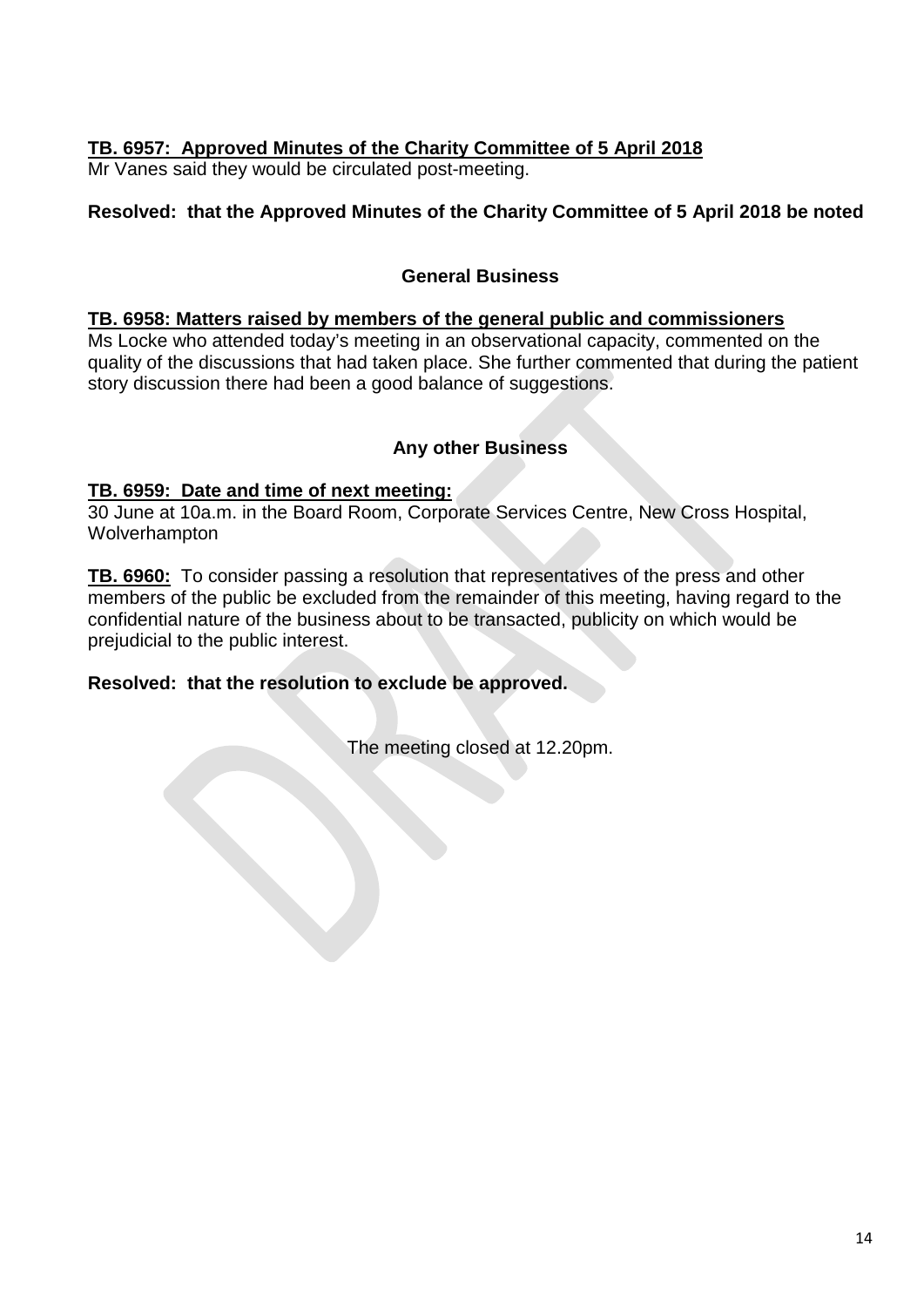**TB. 6957: Approved Minutes of the Charity Committee of 5 April 2018**

Mr Vanes said they would be circulated post-meeting.

**Resolved: that the Approved Minutes of the Charity Committee of 5 April 2018 be noted**

## General Business

**TB. 6958: Matters raised by members of the general public and commissioners**

Ms Locke who attended today's meeting in an observational capacity, commented on the quality of the discussions that had taken place. She further commented that during the patient story discussion there had been a good balance of suggestions.

## Any other Business

**TB. 6959: Date and time of next meeting:**

30 June at 10a.m. in the Board Room, Corporate Services Centre, New Cross Hospital, Wolverhampton

**TB. 6960:** To consider passing a resolution that representatives of the press and other members of the public be excluded from the remainder of this meeting, having regard to the confidential nature of the business about to be transacted, publicity on which would be prejudicial to the public interest.

**Resolved: that the resolution to exclude be approved.**

The meeting closed at 12.20pm.